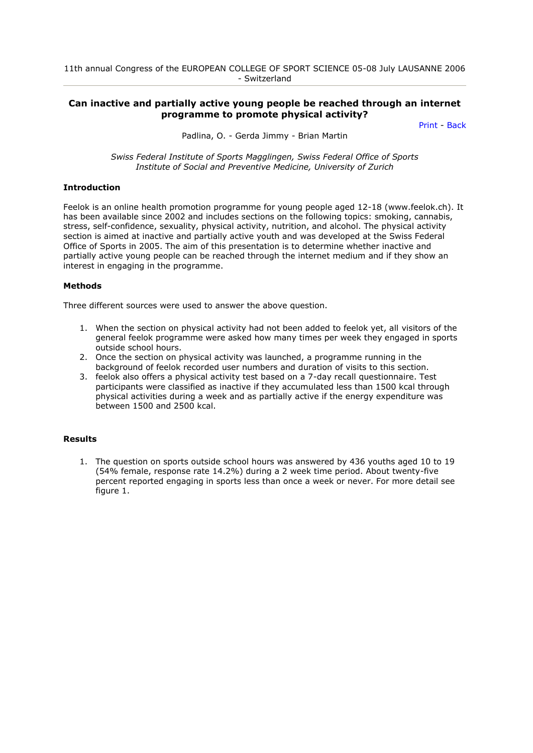11th annual Congress of the EUROPEAN COLLEGE OF SPORT SCIENCE 05-08 July LAUSANNE 2006 - Switzerland

## Can inactive and partially active young people be reached through an internet programme to promote physical activity?

Print - Back

Padlina, O. - Gerda Jimmy - Brian Martin

*Swiss Federal Institute of Sports Magglingen, Swiss Federal Office of Sports*
*Institute of Social and Preventive Medicine, University of Zurich*

### Introduction

Feelok is an online health promotion programme for young people aged 12-18 (www.feelok.ch). It has been available since 2002 and includes sections on the following topics: smoking, cannabis, stress, self-confidence, sexuality, physical activity, nutrition, and alcohol. The physical activity section is aimed at inactive and partially active youth and was developed at the Swiss Federal Office of Sports in 2005. The aim of this presentation is to determine whether inactive and partially active young people can be reached through the internet medium and if they show an interest in engaging in the programme.

### Methods

Three different sources were used to answer the above question.

1. When the section on physical activity had not been added to feelok yet, all visitors of the general feelok programme were asked how many times per week they engaged in sports outside school hours.
2. Once the section on physical activity was launched, a programme running in the background of feelok recorded user numbers and duration of visits to this section.
3. feelok also offers a physical activity test based on a 7-day recall questionnaire. Test participants were classified as inactive if they accumulated less than 1500 kcal through physical activities during a week and as partially active if the energy expenditure was between 1500 and 2500 kcal.

### Results

1. The question on sports outside school hours was answered by 436 youths aged 10 to 19 (54% female, response rate 14.2%) during a 2 week time period. About twenty-five percent reported engaging in sports less than once a week or never. For more detail see figure 1.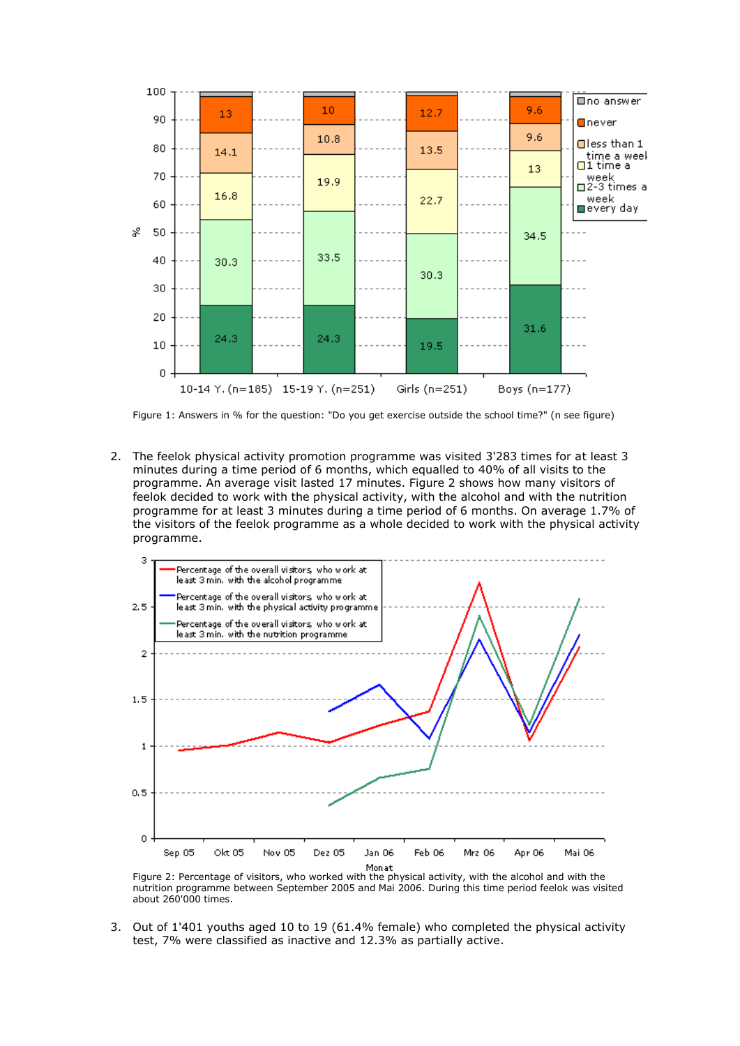Figure 1: Answers in % for the question: "Do you get exercise outside the school time?" (n see figure)

2. The feelok physical activity promotion programme was visited 3'283 times for at least 3 minutes during a time period of 6 months, which equalled to 40% of all visits to the programme. An average visit lasted 17 minutes. Figure 2 shows how many visitors of feelok decided to work with the physical activity, with the alcohol and with the nutrition programme for at least 3 minutes during a time period of 6 months. On average 1.7% of the visitors of the feelok programme as a whole decided to work with the physical activity programme.

Figure 2: Percentage of visitors, who worked with the physical activity, with the alcohol and with the nutrition programme between September 2005 and Mai 2006. During this time period feelok was visited about 260'000 times.

3. Out of 1'401 youths aged 10 to 19 (61.4% female) who completed the physical activity test, 7% were classified as inactive and 12.3% as partially active.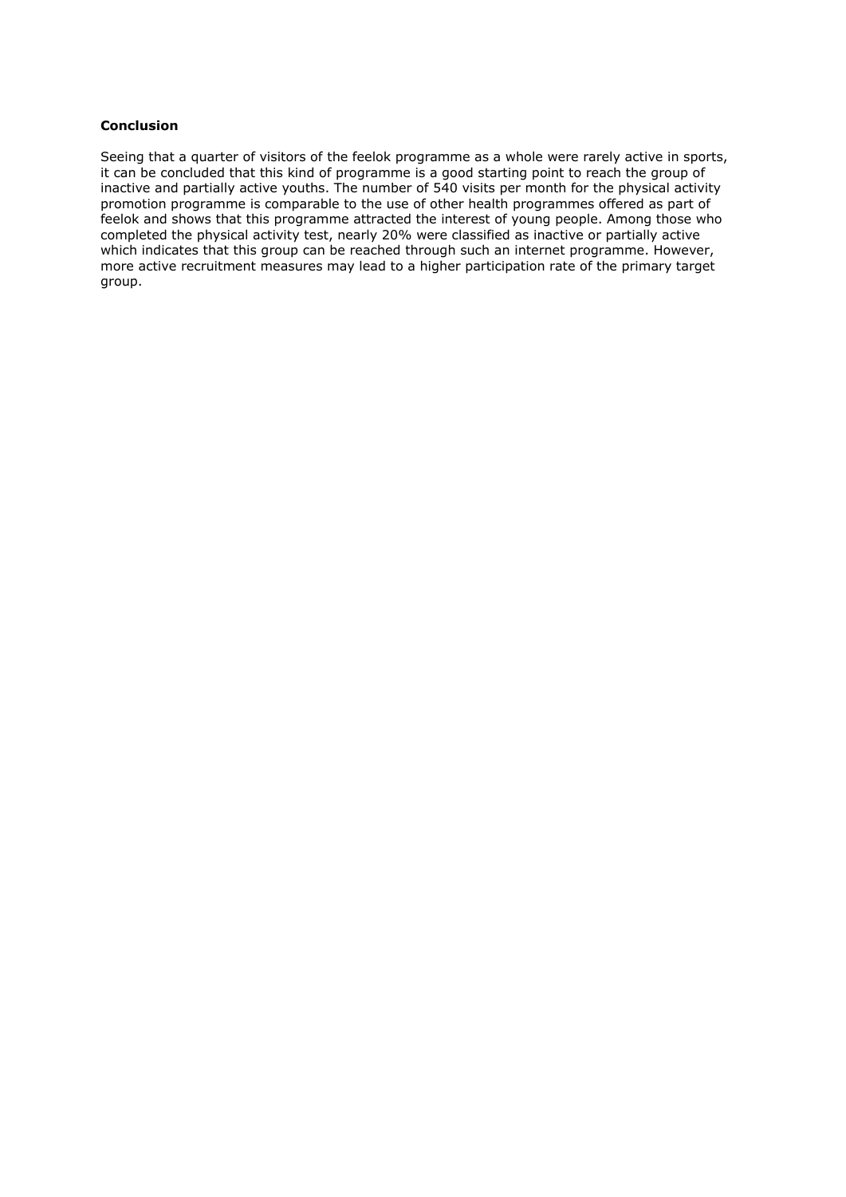**Conclusion**

Seeing that a quarter of visitors of the feelok programme as a whole were rarely active in sports, it can be concluded that this kind of programme is a good starting point to reach the group of inactive and partially active youths. The number of 540 visits per month for the physical activity promotion programme is comparable to the use of other health programmes offered as part of feelok and shows that this programme attracted the interest of young people. Among those who completed the physical activity test, nearly 20% were classified as inactive or partially active which indicates that this group can be reached through such an internet programme. However, more active recruitment measures may lead to a higher participation rate of the primary target group.